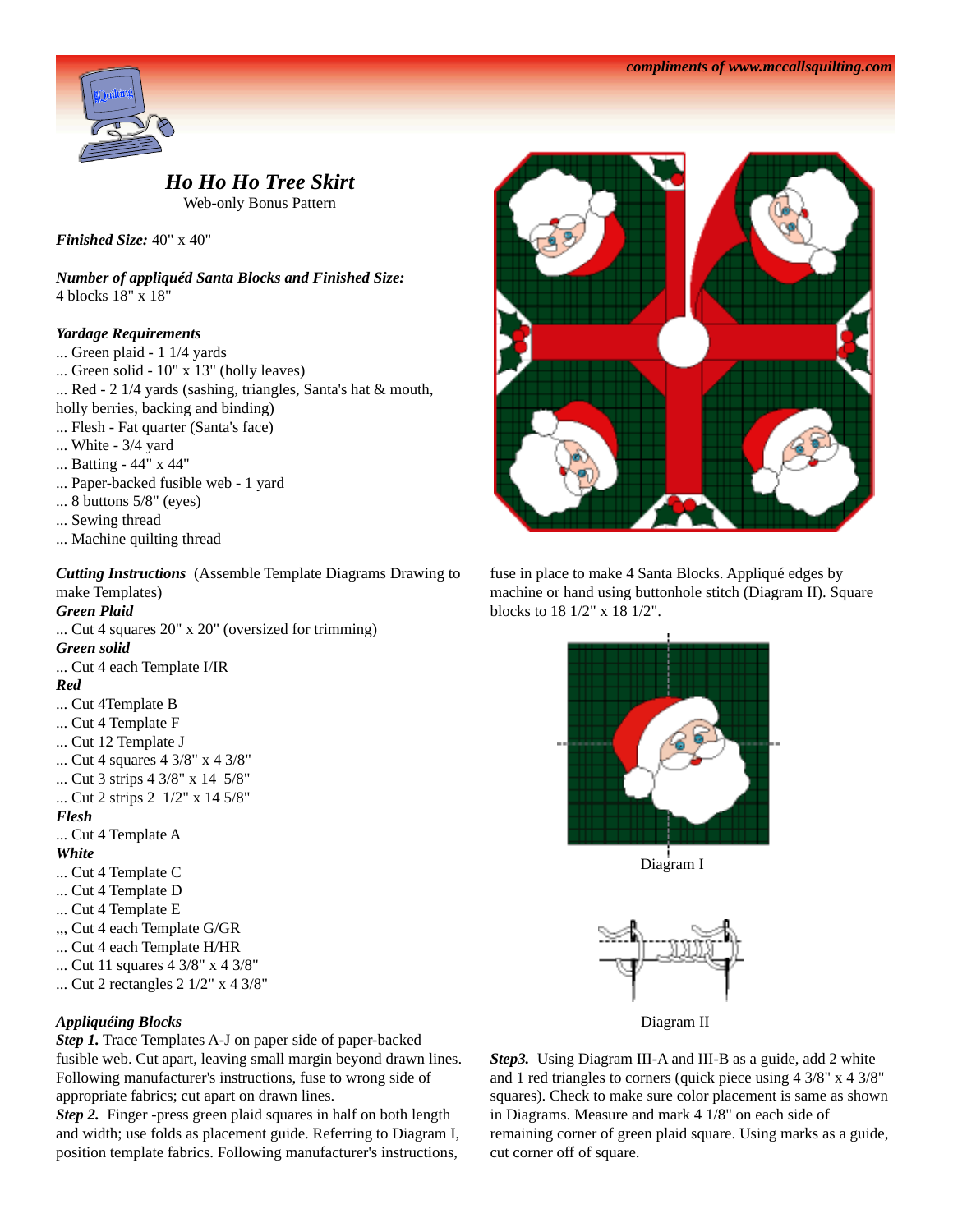*compliments of www.mccallsquilting.com*

## *Ho Ho Ho Tree Skirt*

Web-only Bonus Pattern

***Finished Size:*** 40" x 40"

***Number of appliquéd Santa Blocks and Finished Size:***
4 blocks 18" x 18"

***Yardage Requirements***

... Green plaid - 1 1/4 yards
... Green solid - 10" x 13" (holly leaves)
... Red - 2 1/4 yards (sashing, triangles, Santa's hat & mouth, holly berries, backing and binding)
... Flesh - Fat quarter (Santa's face)
... White - 3/4 yard
... Batting - 44" x 44"
... Paper-backed fusible web - 1 yard
... 8 buttons 5/8" (eyes)
... Sewing thread
... Machine quilting thread

***Cutting Instructions*** (Assemble Template Diagrams Drawing to make Templates)

***Green Plaid***
... Cut 4 squares 20" x 20" (oversized for trimming)

***Green solid***
... Cut 4 each Template I/IR

***Red***
... Cut 4Template B
... Cut 4 Template F
... Cut 12 Template J
... Cut 4 squares 4 3/8" x 4 3/8"
... Cut 3 strips 4 3/8" x 14 5/8"
... Cut 2 strips 2 1/2" x 14 5/8"

***Flesh***
... Cut 4 Template A

***White***
... Cut 4 Template C
... Cut 4 Template D
... Cut 4 Template E
,,, Cut 4 each Template G/GR
... Cut 4 each Template H/HR
... Cut 11 squares 4 3/8" x 4 3/8"
... Cut 2 rectangles 2 1/2" x 4 3/8"

***Appliquéing Blocks***

***Step 1.*** Trace Templates A-J on paper side of paper-backed fusible web. Cut apart, leaving small margin beyond drawn lines. Following manufacturer's instructions, fuse to wrong side of appropriate fabrics; cut apart on drawn lines.

***Step 2.*** Finger -press green plaid squares in half on both length and width; use folds as placement guide. Referring to Diagram I, position template fabrics. Following manufacturer's instructions, fuse in place to make 4 Santa Blocks. Appliqué edges by machine or hand using buttonhole stitch (Diagram II). Square blocks to 18 1/2" x 18 1/2".

Diagram I

Diagram II

***Step3.*** Using Diagram III-A and III-B as a guide, add 2 white and 1 red triangles to corners (quick piece using 4 3/8" x 4 3/8" squares). Check to make sure color placement is same as shown in Diagrams. Measure and mark 4 1/8" on each side of remaining corner of green plaid square. Using marks as a guide, cut corner off of square.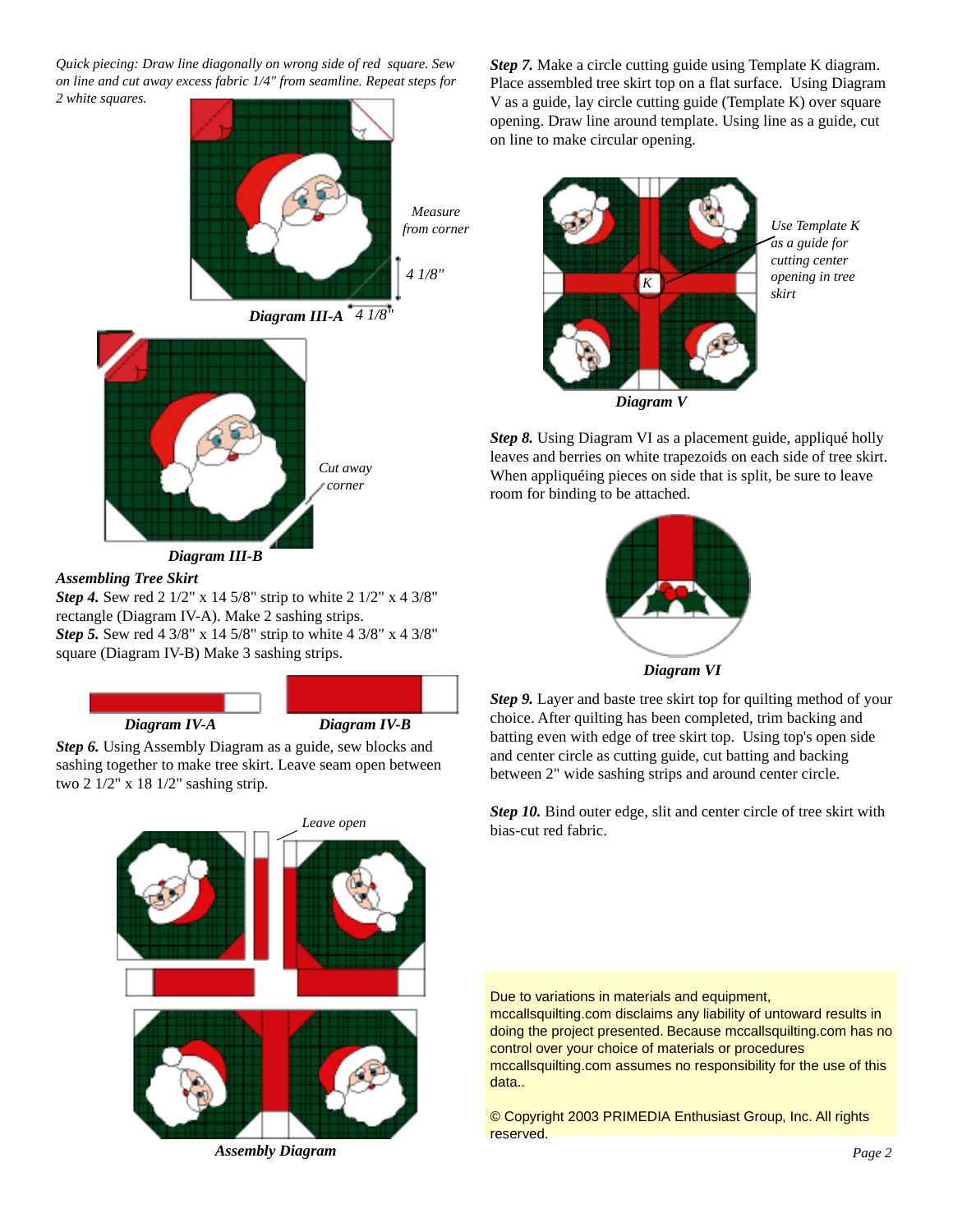*Quick piecing: Draw line diagonally on wrong side of red square. Sew on line and cut away excess fabric 1/4" from seamline. Repeat steps for 2 white squares.*

*Measure from corner*

*4 1/8"*

*4 1/8"*

***Diagram III-A***

*Cut away corner*

***Diagram III-B***

***Assembling Tree Skirt***

***Step 4.*** Sew red 2 1/2" x 14 5/8" strip to white 2 1/2" x 4 3/8" rectangle (Diagram IV-A). Make 2 sashing strips.

***Step 5.*** Sew red 4 3/8" x 14 5/8" strip to white 4 3/8" x 4 3/8" square (Diagram IV-B) Make 3 sashing strips.

***Diagram IV-A*** ***Diagram IV-B***

***Step 6.*** Using Assembly Diagram as a guide, sew blocks and sashing together to make tree skirt. Leave seam open between two 2 1/2" x 18 1/2" sashing strip.

*Leave open*

***Assembly Diagram***

***Step 7.*** Make a circle cutting guide using Template K diagram. Place assembled tree skirt top on a flat surface. Using Diagram V as a guide, lay circle cutting guide (Template K) over square opening. Draw line around template. Using line as a guide, cut on line to make circular opening.

*Use Template K as a guide for cutting center opening in tree skirt*

K

***Diagram V***

***Step 8.*** Using Diagram VI as a placement guide, appliqué holly leaves and berries on white trapezoids on each side of tree skirt. When appliquéing pieces on side that is split, be sure to leave room for binding to be attached.

***Diagram VI***

***Step 9.*** Layer and baste tree skirt top for quilting method of your choice. After quilting has been completed, trim backing and batting even with edge of tree skirt top. Using top's open side and center circle as cutting guide, cut batting and backing between 2" wide sashing strips and around center circle.

***Step 10.*** Bind outer edge, slit and center circle of tree skirt with bias-cut red fabric.

Due to variations in materials and equipment, mccallsquilting.com disclaims any liability of untoward results in doing the project presented. Because mccallsquilting.com has no control over your choice of materials or procedures mccallsquilting.com assumes no responsibility for the use of this data..

© Copyright 2003 PRIMEDIA Enthusiast Group, Inc. All rights reserved.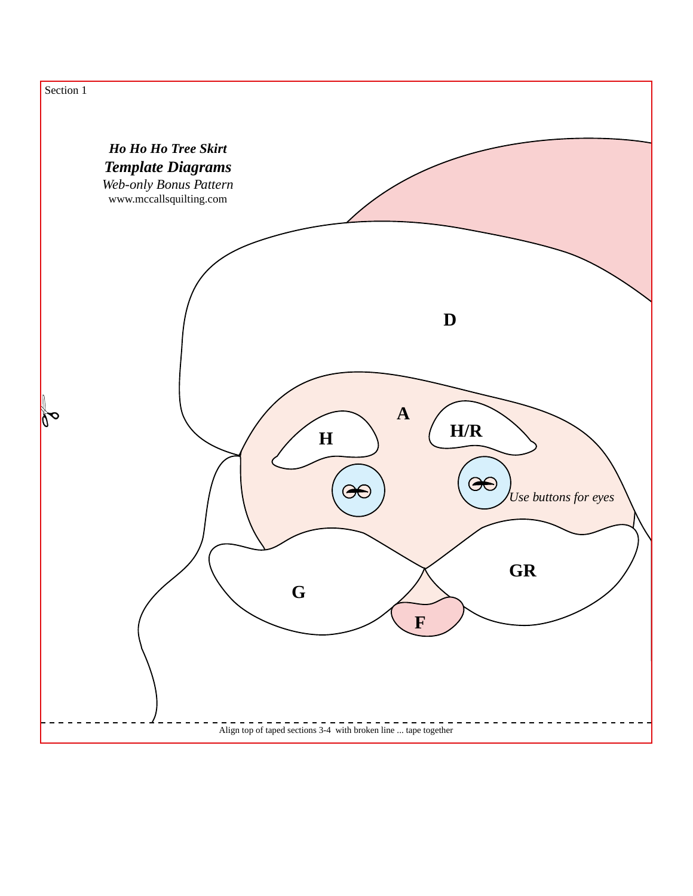Section 1

***Ho Ho Ho Tree Skirt***

***Template Diagrams***

*Web-only Bonus Pattern*

www.mccallsquilting.com

**D**

**A**

**H**

**H/R**

*Use buttons for eyes*

**G**

**GR**

**F**

Align top of taped sections 3-4 with broken line ... tape together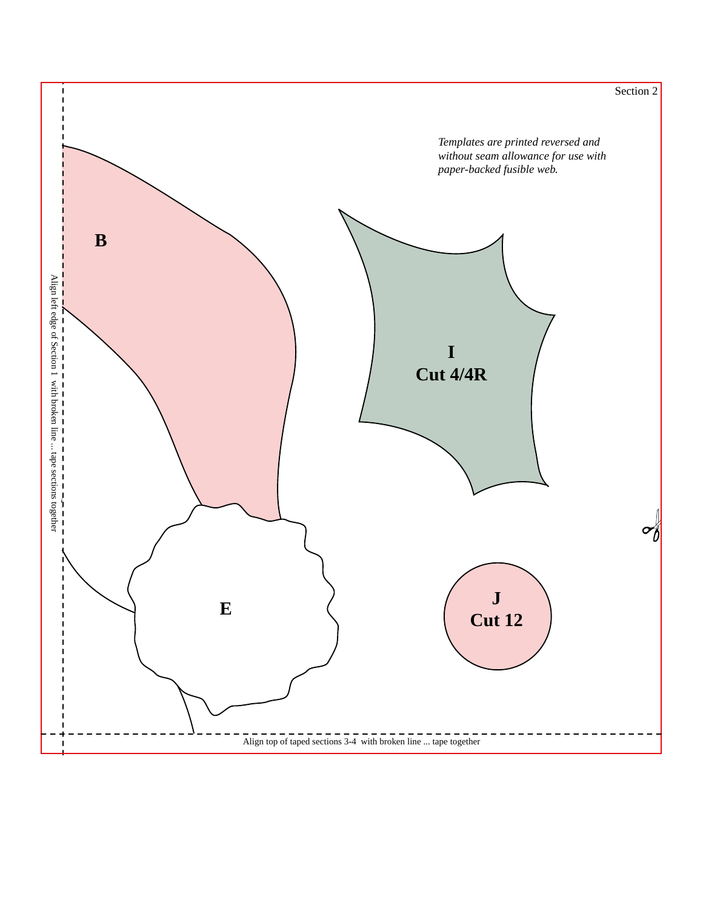Section 2

*Templates are printed reversed and without seam allowance for use with paper-backed fusible web.*

**B**

**I**
**Cut 4/4R**

**E**

**J**
**Cut 12**

Align left edge of Section 1 with broken line ... tape sections together

Align top of taped sections 3-4 with broken line ... tape together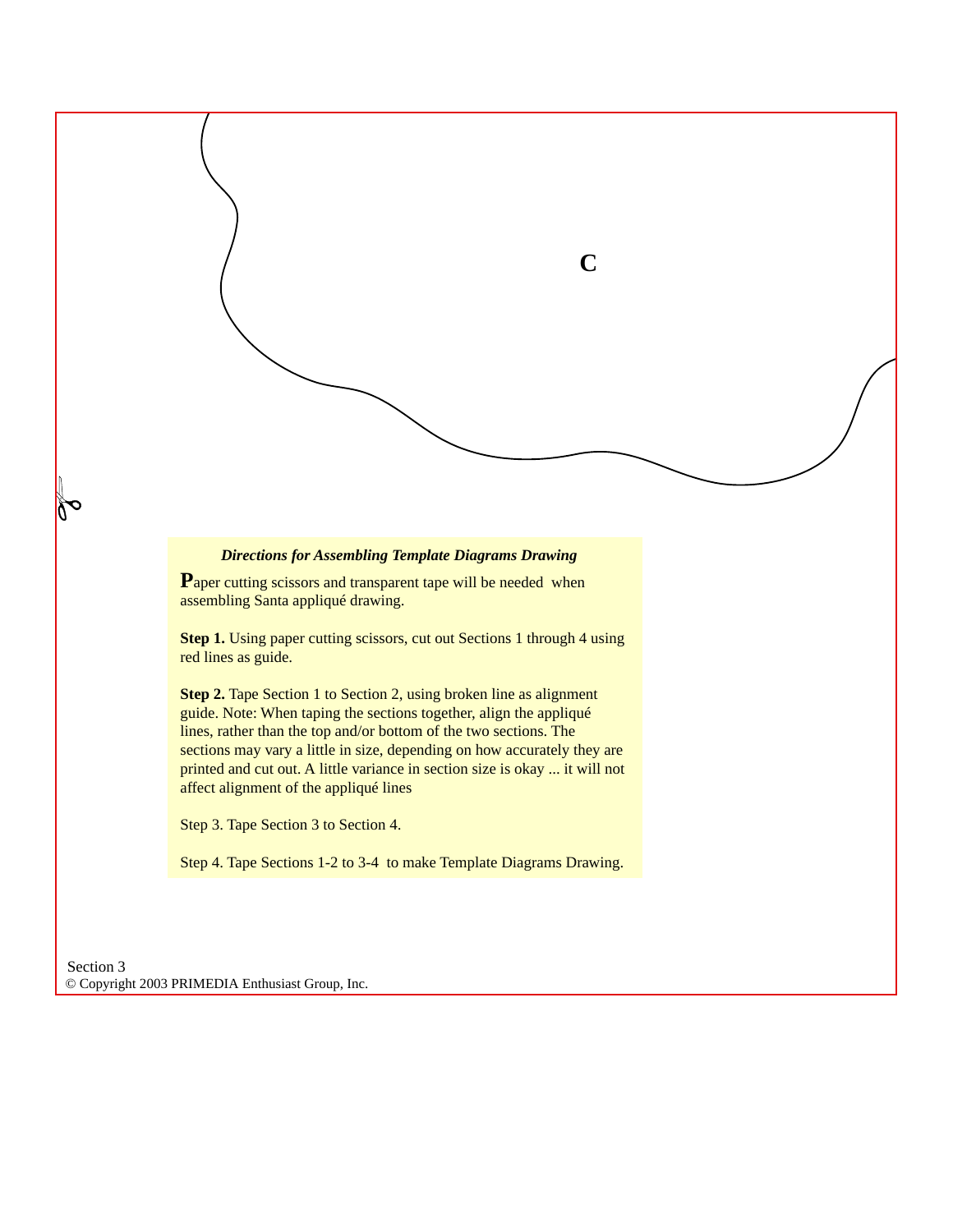C

*Directions for Assembling Template Diagrams Drawing*

Paper cutting scissors and transparent tape will be needed when assembling Santa appliqué drawing.

**Step 1.** Using paper cutting scissors, cut out Sections 1 through 4 using red lines as guide.

**Step 2.** Tape Section 1 to Section 2, using broken line as alignment guide. Note: When taping the sections together, align the appliqué lines, rather than the top and/or bottom of the two sections. The sections may vary a little in size, depending on how accurately they are printed and cut out. A little variance in section size is okay ... it will not affect alignment of the appliqué lines

Step 3. Tape Section 3 to Section 4.

Step 4. Tape Sections 1-2 to 3-4 to make Template Diagrams Drawing.

Section 3

© Copyright 2003 PRIMEDIA Enthusiast Group, Inc.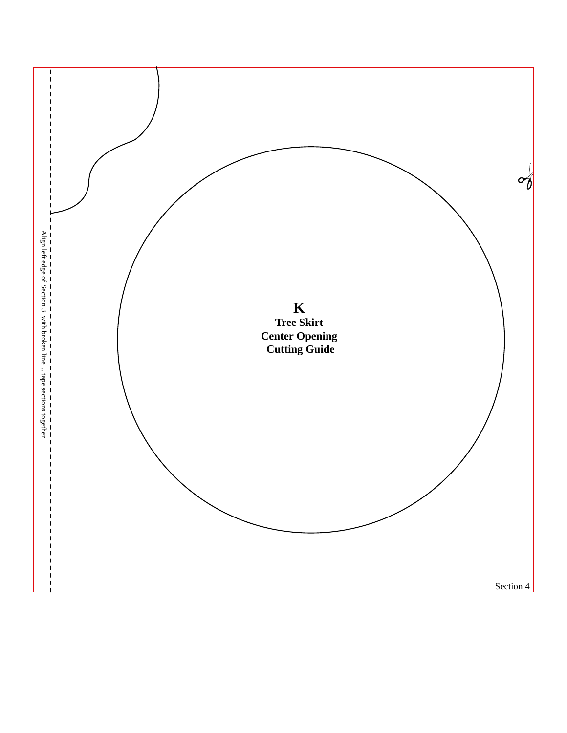Align left edge of Section 3 with broken line ... tape sections together

**K**
**Tree Skirt**
**Center Opening**
**Cutting Guide**

Section 4